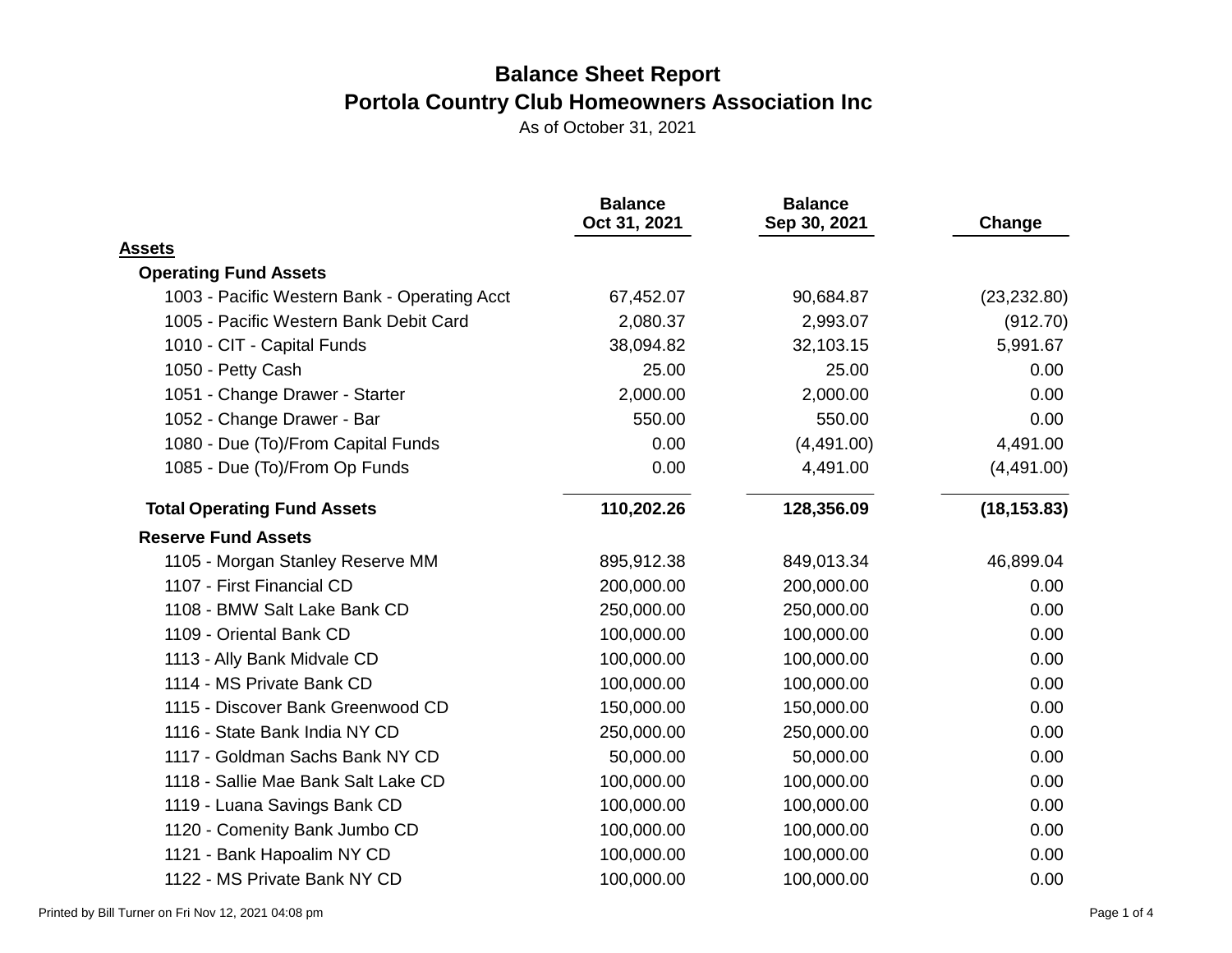# Balance Sheet Report

## Portola Country Club Homeowners Association Inc

As of October 31, 2021

| | Balance Oct 31, 2021 | Balance Sep 30, 2021 | Change |
|---|---|---|---|
| **Assets** | | | |
| **Operating Fund Assets** | | | |
| 1003 - Pacific Western Bank - Operating Acct | 67,452.07 | 90,684.87 | (23,232.80) |
| 1005 - Pacific Western Bank Debit Card | 2,080.37 | 2,993.07 | (912.70) |
| 1010 - CIT - Capital Funds | 38,094.82 | 32,103.15 | 5,991.67 |
| 1050 - Petty Cash | 25.00 | 25.00 | 0.00 |
| 1051 - Change Drawer - Starter | 2,000.00 | 2,000.00 | 0.00 |
| 1052 - Change Drawer - Bar | 550.00 | 550.00 | 0.00 |
| 1080 - Due (To)/From Capital Funds | 0.00 | (4,491.00) | 4,491.00 |
| 1085 - Due (To)/From Op Funds | 0.00 | 4,491.00 | (4,491.00) |
| **Total Operating Fund Assets** | **110,202.26** | **128,356.09** | **(18,153.83)** |
| **Reserve Fund Assets** | | | |
| 1105 - Morgan Stanley Reserve MM | 895,912.38 | 849,013.34 | 46,899.04 |
| 1107 - First Financial CD | 200,000.00 | 200,000.00 | 0.00 |
| 1108 - BMW Salt Lake Bank CD | 250,000.00 | 250,000.00 | 0.00 |
| 1109 - Oriental Bank CD | 100,000.00 | 100,000.00 | 0.00 |
| 1113 - Ally Bank Midvale CD | 100,000.00 | 100,000.00 | 0.00 |
| 1114 - MS Private Bank CD | 100,000.00 | 100,000.00 | 0.00 |
| 1115 - Discover Bank Greenwood CD | 150,000.00 | 150,000.00 | 0.00 |
| 1116 - State Bank India NY CD | 250,000.00 | 250,000.00 | 0.00 |
| 1117 - Goldman Sachs Bank NY CD | 50,000.00 | 50,000.00 | 0.00 |
| 1118 - Sallie Mae Bank Salt Lake CD | 100,000.00 | 100,000.00 | 0.00 |
| 1119 - Luana Savings Bank CD | 100,000.00 | 100,000.00 | 0.00 |
| 1120 - Comenity Bank Jumbo CD | 100,000.00 | 100,000.00 | 0.00 |
| 1121 - Bank Hapoalim NY CD | 100,000.00 | 100,000.00 | 0.00 |
| 1122 - MS Private Bank NY CD | 100,000.00 | 100,000.00 | 0.00 |

Printed by Bill Turner on Fri Nov 12, 2021 04:08 pm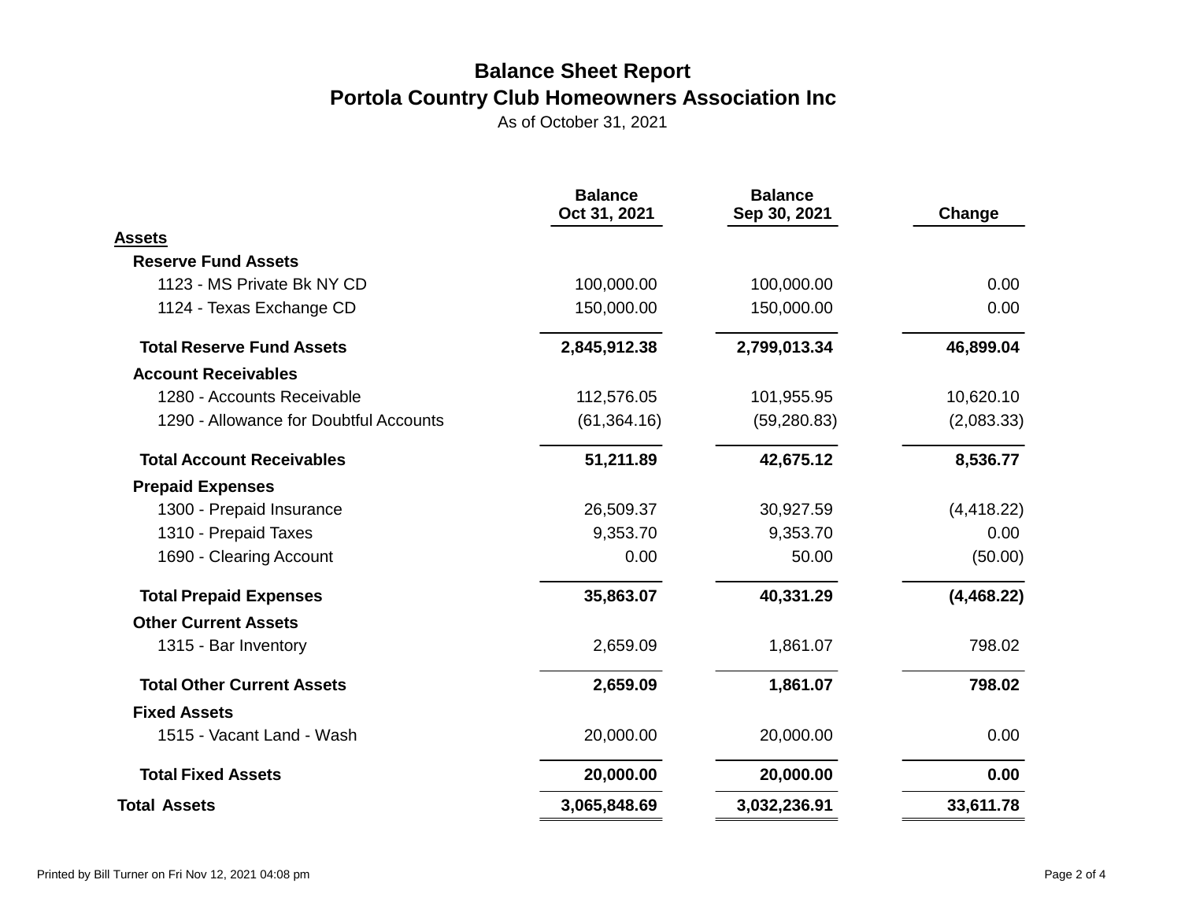# Balance Sheet Report

## Portola Country Club Homeowners Association Inc

As of October 31, 2021

| | Balance Oct 31, 2021 | Balance Sep 30, 2021 | Change |
|---|---|---|---|
| **Assets** | | | |
| **Reserve Fund Assets** | | | |
| 1123 - MS Private Bk NY CD | 100,000.00 | 100,000.00 | 0.00 |
| 1124 - Texas Exchange CD | 150,000.00 | 150,000.00 | 0.00 |
| **Total Reserve Fund Assets** | **2,845,912.38** | **2,799,013.34** | **46,899.04** |
| **Account Receivables** | | | |
| 1280 - Accounts Receivable | 112,576.05 | 101,955.95 | 10,620.10 |
| 1290 - Allowance for Doubtful Accounts | (61,364.16) | (59,280.83) | (2,083.33) |
| **Total Account Receivables** | **51,211.89** | **42,675.12** | **8,536.77** |
| **Prepaid Expenses** | | | |
| 1300 - Prepaid Insurance | 26,509.37 | 30,927.59 | (4,418.22) |
| 1310 - Prepaid Taxes | 9,353.70 | 9,353.70 | 0.00 |
| 1690 - Clearing Account | 0.00 | 50.00 | (50.00) |
| **Total Prepaid Expenses** | **35,863.07** | **40,331.29** | **(4,468.22)** |
| **Other Current Assets** | | | |
| 1315 - Bar Inventory | 2,659.09 | 1,861.07 | 798.02 |
| **Total Other Current Assets** | **2,659.09** | **1,861.07** | **798.02** |
| **Fixed Assets** | | | |
| 1515 - Vacant Land - Wash | 20,000.00 | 20,000.00 | 0.00 |
| **Total Fixed Assets** | **20,000.00** | **20,000.00** | **0.00** |
| **Total Assets** | **3,065,848.69** | **3,032,236.91** | **33,611.78** |

Printed by Bill Turner on Fri Nov 12, 2021 04:08 pm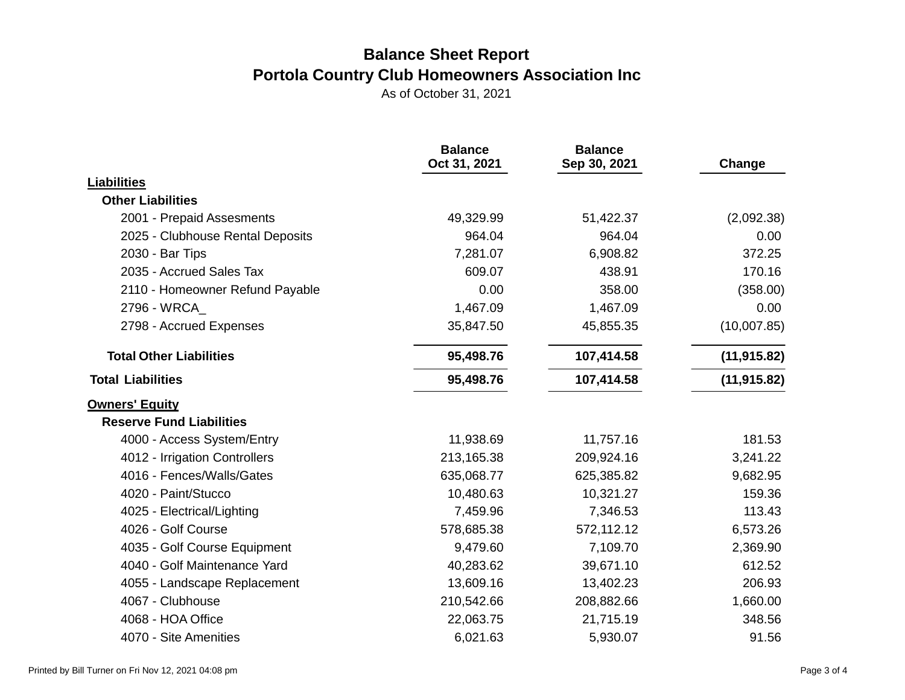# Balance Sheet Report

## Portola Country Club Homeowners Association Inc

As of October 31, 2021

| | Balance Oct 31, 2021 | Balance Sep 30, 2021 | Change |
|---|---|---|---|
| **Liabilities** | | | |
| **Other Liabilities** | | | |
| 2001 - Prepaid Assesments | 49,329.99 | 51,422.37 | (2,092.38) |
| 2025 - Clubhouse Rental Deposits | 964.04 | 964.04 | 0.00 |
| 2030 - Bar Tips | 7,281.07 | 6,908.82 | 372.25 |
| 2035 - Accrued Sales Tax | 609.07 | 438.91 | 170.16 |
| 2110 - Homeowner Refund Payable | 0.00 | 358.00 | (358.00) |
| 2796 - WRCA_ | 1,467.09 | 1,467.09 | 0.00 |
| 2798 - Accrued Expenses | 35,847.50 | 45,855.35 | (10,007.85) |
| **Total Other Liabilities** | **95,498.76** | **107,414.58** | **(11,915.82)** |
| **Total Liabilities** | **95,498.76** | **107,414.58** | **(11,915.82)** |
| **Owners' Equity** | | | |
| **Reserve Fund Liabilities** | | | |
| 4000 - Access System/Entry | 11,938.69 | 11,757.16 | 181.53 |
| 4012 - Irrigation Controllers | 213,165.38 | 209,924.16 | 3,241.22 |
| 4016 - Fences/Walls/Gates | 635,068.77 | 625,385.82 | 9,682.95 |
| 4020 - Paint/Stucco | 10,480.63 | 10,321.27 | 159.36 |
| 4025 - Electrical/Lighting | 7,459.96 | 7,346.53 | 113.43 |
| 4026 - Golf Course | 578,685.38 | 572,112.12 | 6,573.26 |
| 4035 - Golf Course Equipment | 9,479.60 | 7,109.70 | 2,369.90 |
| 4040 - Golf Maintenance Yard | 40,283.62 | 39,671.10 | 612.52 |
| 4055 - Landscape Replacement | 13,609.16 | 13,402.23 | 206.93 |
| 4067 - Clubhouse | 210,542.66 | 208,882.66 | 1,660.00 |
| 4068 - HOA Office | 22,063.75 | 21,715.19 | 348.56 |
| 4070 - Site Amenities | 6,021.63 | 5,930.07 | 91.56 |

Printed by Bill Turner on Fri Nov 12, 2021 04:08 pm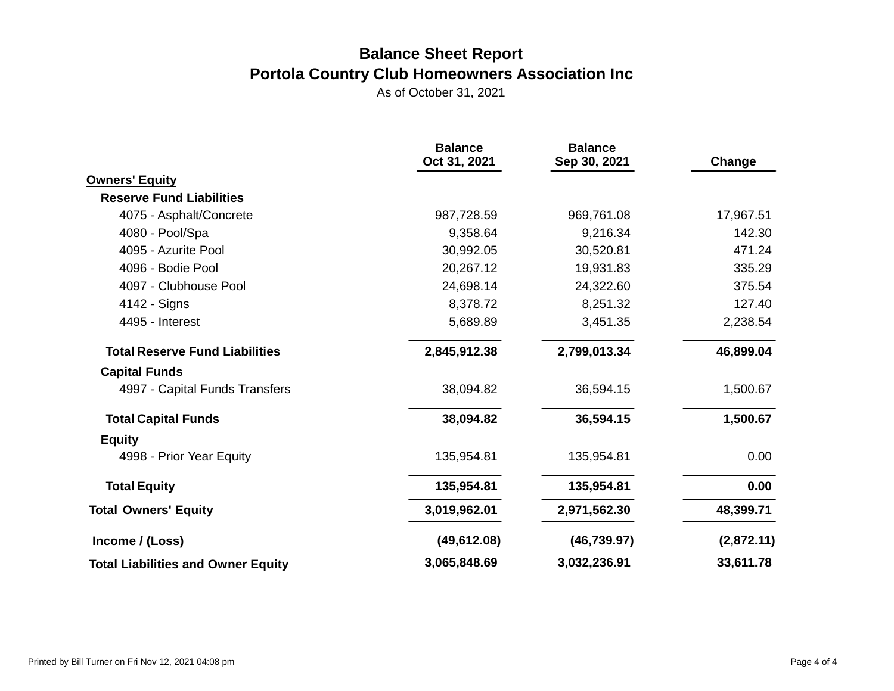# Balance Sheet Report
## Portola Country Club Homeowners Association Inc

As of October 31, 2021

| | Balance Oct 31, 2021 | Balance Sep 30, 2021 | Change |
|---|---|---|---|
| **Owners' Equity** | | | |
| **Reserve Fund Liabilities** | | | |
| 4075 - Asphalt/Concrete | 987,728.59 | 969,761.08 | 17,967.51 |
| 4080 - Pool/Spa | 9,358.64 | 9,216.34 | 142.30 |
| 4095 - Azurite Pool | 30,992.05 | 30,520.81 | 471.24 |
| 4096 - Bodie Pool | 20,267.12 | 19,931.83 | 335.29 |
| 4097 - Clubhouse Pool | 24,698.14 | 24,322.60 | 375.54 |
| 4142 - Signs | 8,378.72 | 8,251.32 | 127.40 |
| 4495 - Interest | 5,689.89 | 3,451.35 | 2,238.54 |
| **Total Reserve Fund Liabilities** | **2,845,912.38** | **2,799,013.34** | **46,899.04** |
| **Capital Funds** | | | |
| 4997 - Capital Funds Transfers | 38,094.82 | 36,594.15 | 1,500.67 |
| **Total Capital Funds** | **38,094.82** | **36,594.15** | **1,500.67** |
| **Equity** | | | |
| 4998 - Prior Year Equity | 135,954.81 | 135,954.81 | 0.00 |
| **Total Equity** | **135,954.81** | **135,954.81** | **0.00** |
| **Total Owners' Equity** | **3,019,962.01** | **2,971,562.30** | **48,399.71** |
| **Income / (Loss)** | **(49,612.08)** | **(46,739.97)** | **(2,872.11)** |
| **Total Liabilities and Owner Equity** | **3,065,848.69** | **3,032,236.91** | **33,611.78** |

Printed by Bill Turner on Fri Nov 12, 2021 04:08 pm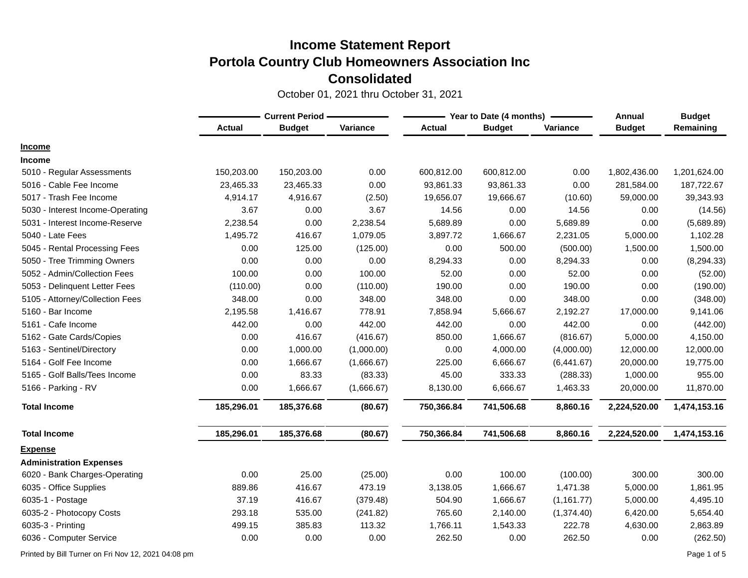# Income Statement Report
## Portola Country Club Homeowners Association Inc
## Consolidated

October 01, 2021 thru October 31, 2021

| | Current Period | | | Year to Date (4 months) | | | Annual | Budget |
|---|---|---|---|---|---|---|---|---|
| | Actual | Budget | Variance | Actual | Budget | Variance | Budget | Remaining |
| **Income** | | | | | | | | |
| **Income** | | | | | | | | |
| 5010 - Regular Assessments | 150,203.00 | 150,203.00 | 0.00 | 600,812.00 | 600,812.00 | 0.00 | 1,802,436.00 | 1,201,624.00 |
| 5016 - Cable Fee Income | 23,465.33 | 23,465.33 | 0.00 | 93,861.33 | 93,861.33 | 0.00 | 281,584.00 | 187,722.67 |
| 5017 - Trash Fee Income | 4,914.17 | 4,916.67 | (2.50) | 19,656.07 | 19,666.67 | (10.60) | 59,000.00 | 39,343.93 |
| 5030 - Interest Income-Operating | 3.67 | 0.00 | 3.67 | 14.56 | 0.00 | 14.56 | 0.00 | (14.56) |
| 5031 - Interest Income-Reserve | 2,238.54 | 0.00 | 2,238.54 | 5,689.89 | 0.00 | 5,689.89 | 0.00 | (5,689.89) |
| 5040 - Late Fees | 1,495.72 | 416.67 | 1,079.05 | 3,897.72 | 1,666.67 | 2,231.05 | 5,000.00 | 1,102.28 |
| 5045 - Rental Processing Fees | 0.00 | 125.00 | (125.00) | 0.00 | 500.00 | (500.00) | 1,500.00 | 1,500.00 |
| 5050 - Tree Trimming Owners | 0.00 | 0.00 | 0.00 | 8,294.33 | 0.00 | 8,294.33 | 0.00 | (8,294.33) |
| 5052 - Admin/Collection Fees | 100.00 | 0.00 | 100.00 | 52.00 | 0.00 | 52.00 | 0.00 | (52.00) |
| 5053 - Delinquent Letter Fees | (110.00) | 0.00 | (110.00) | 190.00 | 0.00 | 190.00 | 0.00 | (190.00) |
| 5105 - Attorney/Collection Fees | 348.00 | 0.00 | 348.00 | 348.00 | 0.00 | 348.00 | 0.00 | (348.00) |
| 5160 - Bar Income | 2,195.58 | 1,416.67 | 778.91 | 7,858.94 | 5,666.67 | 2,192.27 | 17,000.00 | 9,141.06 |
| 5161 - Cafe Income | 442.00 | 0.00 | 442.00 | 442.00 | 0.00 | 442.00 | 0.00 | (442.00) |
| 5162 - Gate Cards/Copies | 0.00 | 416.67 | (416.67) | 850.00 | 1,666.67 | (816.67) | 5,000.00 | 4,150.00 |
| 5163 - Sentinel/Directory | 0.00 | 1,000.00 | (1,000.00) | 0.00 | 4,000.00 | (4,000.00) | 12,000.00 | 12,000.00 |
| 5164 - Golf Fee Income | 0.00 | 1,666.67 | (1,666.67) | 225.00 | 6,666.67 | (6,441.67) | 20,000.00 | 19,775.00 |
| 5165 - Golf Balls/Tees Income | 0.00 | 83.33 | (83.33) | 45.00 | 333.33 | (288.33) | 1,000.00 | 955.00 |
| 5166 - Parking - RV | 0.00 | 1,666.67 | (1,666.67) | 8,130.00 | 6,666.67 | 1,463.33 | 20,000.00 | 11,870.00 |
| **Total Income** | **185,296.01** | **185,376.68** | **(80.67)** | **750,366.84** | **741,506.68** | **8,860.16** | **2,224,520.00** | **1,474,153.16** |
| **Total Income** | **185,296.01** | **185,376.68** | **(80.67)** | **750,366.84** | **741,506.68** | **8,860.16** | **2,224,520.00** | **1,474,153.16** |
| **Expense** | | | | | | | | |
| **Administration Expenses** | | | | | | | | |
| 6020 - Bank Charges-Operating | 0.00 | 25.00 | (25.00) | 0.00 | 100.00 | (100.00) | 300.00 | 300.00 |
| 6035 - Office Supplies | 889.86 | 416.67 | 473.19 | 3,138.05 | 1,666.67 | 1,471.38 | 5,000.00 | 1,861.95 |
| 6035-1 - Postage | 37.19 | 416.67 | (379.48) | 504.90 | 1,666.67 | (1,161.77) | 5,000.00 | 4,495.10 |
| 6035-2 - Photocopy Costs | 293.18 | 535.00 | (241.82) | 765.60 | 2,140.00 | (1,374.40) | 6,420.00 | 5,654.40 |
| 6035-3 - Printing | 499.15 | 385.83 | 113.32 | 1,766.11 | 1,543.33 | 222.78 | 4,630.00 | 2,863.89 |
| 6036 - Computer Service | 0.00 | 0.00 | 0.00 | 262.50 | 0.00 | 262.50 | 0.00 | (262.50) |

Printed by Bill Turner on Fri Nov 12, 2021 04:08 pm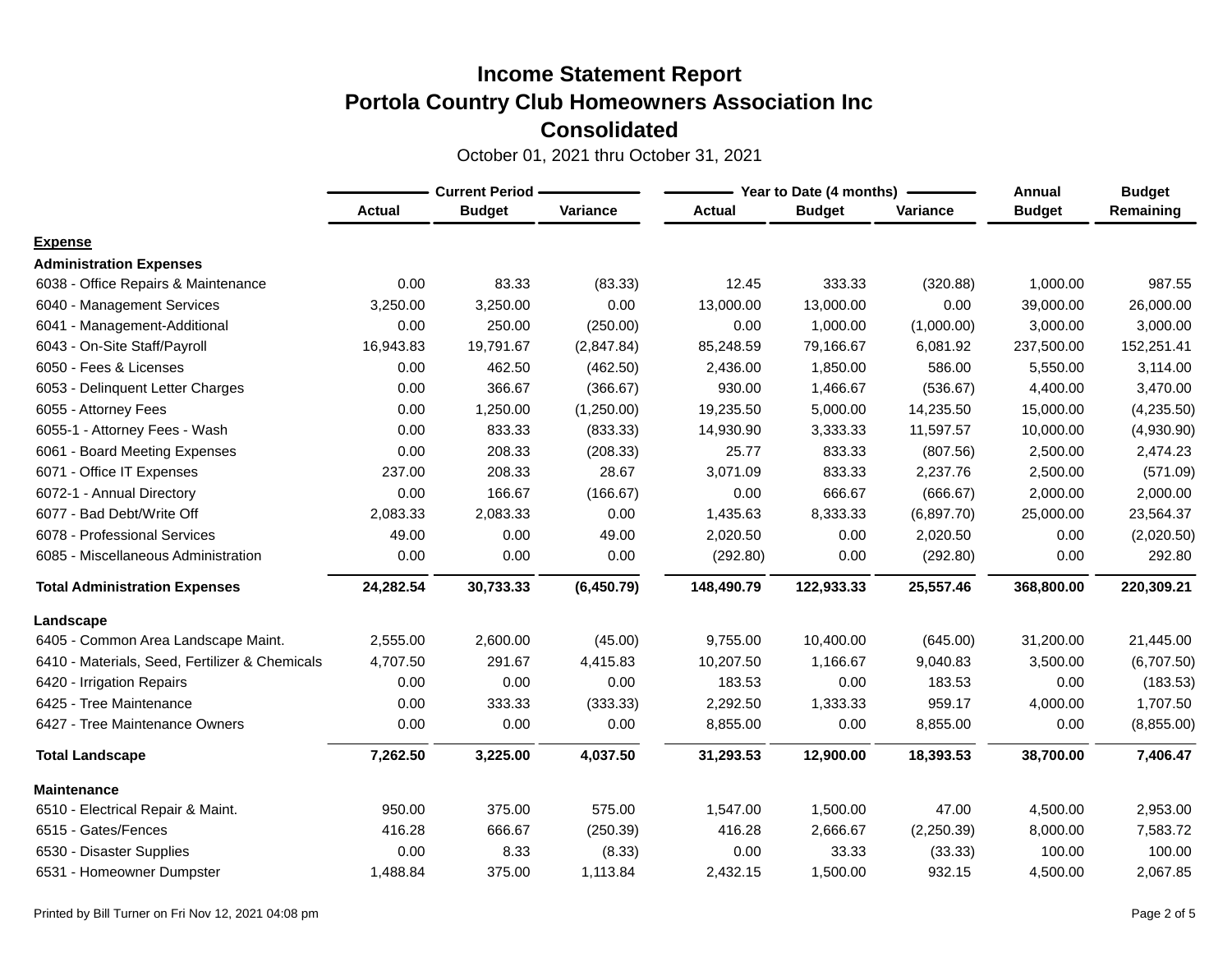# Income Statement Report
## Portola Country Club Homeowners Association Inc
## Consolidated

October 01, 2021 thru October 31, 2021

| | Current Period | | | Year to Date (4 months) | | | Annual | Budget |
|---|---|---|---|---|---|---|---|---|
| | **Actual** | **Budget** | **Variance** | **Actual** | **Budget** | **Variance** | **Budget** | **Remaining** |
| **Expense** | | | | | | | | |
| **Administration Expenses** | | | | | | | | |
| 6038 - Office Repairs & Maintenance | 0.00 | 83.33 | (83.33) | 12.45 | 333.33 | (320.88) | 1,000.00 | 987.55 |
| 6040 - Management Services | 3,250.00 | 3,250.00 | 0.00 | 13,000.00 | 13,000.00 | 0.00 | 39,000.00 | 26,000.00 |
| 6041 - Management-Additional | 0.00 | 250.00 | (250.00) | 0.00 | 1,000.00 | (1,000.00) | 3,000.00 | 3,000.00 |
| 6043 - On-Site Staff/Payroll | 16,943.83 | 19,791.67 | (2,847.84) | 85,248.59 | 79,166.67 | 6,081.92 | 237,500.00 | 152,251.41 |
| 6050 - Fees & Licenses | 0.00 | 462.50 | (462.50) | 2,436.00 | 1,850.00 | 586.00 | 5,550.00 | 3,114.00 |
| 6053 - Delinquent Letter Charges | 0.00 | 366.67 | (366.67) | 930.00 | 1,466.67 | (536.67) | 4,400.00 | 3,470.00 |
| 6055 - Attorney Fees | 0.00 | 1,250.00 | (1,250.00) | 19,235.50 | 5,000.00 | 14,235.50 | 15,000.00 | (4,235.50) |
| 6055-1 - Attorney Fees - Wash | 0.00 | 833.33 | (833.33) | 14,930.90 | 3,333.33 | 11,597.57 | 10,000.00 | (4,930.90) |
| 6061 - Board Meeting Expenses | 0.00 | 208.33 | (208.33) | 25.77 | 833.33 | (807.56) | 2,500.00 | 2,474.23 |
| 6071 - Office IT Expenses | 237.00 | 208.33 | 28.67 | 3,071.09 | 833.33 | 2,237.76 | 2,500.00 | (571.09) |
| 6072-1 - Annual Directory | 0.00 | 166.67 | (166.67) | 0.00 | 666.67 | (666.67) | 2,000.00 | 2,000.00 |
| 6077 - Bad Debt/Write Off | 2,083.33 | 2,083.33 | 0.00 | 1,435.63 | 8,333.33 | (6,897.70) | 25,000.00 | 23,564.37 |
| 6078 - Professional Services | 49.00 | 0.00 | 49.00 | 2,020.50 | 0.00 | 2,020.50 | 0.00 | (2,020.50) |
| 6085 - Miscellaneous Administration | 0.00 | 0.00 | 0.00 | (292.80) | 0.00 | (292.80) | 0.00 | 292.80 |
| **Total Administration Expenses** | **24,282.54** | **30,733.33** | **(6,450.79)** | **148,490.79** | **122,933.33** | **25,557.46** | **368,800.00** | **220,309.21** |
| **Landscape** | | | | | | | | |
| 6405 - Common Area Landscape Maint. | 2,555.00 | 2,600.00 | (45.00) | 9,755.00 | 10,400.00 | (645.00) | 31,200.00 | 21,445.00 |
| 6410 - Materials, Seed, Fertilizer & Chemicals | 4,707.50 | 291.67 | 4,415.83 | 10,207.50 | 1,166.67 | 9,040.83 | 3,500.00 | (6,707.50) |
| 6420 - Irrigation Repairs | 0.00 | 0.00 | 0.00 | 183.53 | 0.00 | 183.53 | 0.00 | (183.53) |
| 6425 - Tree Maintenance | 0.00 | 333.33 | (333.33) | 2,292.50 | 1,333.33 | 959.17 | 4,000.00 | 1,707.50 |
| 6427 - Tree Maintenance Owners | 0.00 | 0.00 | 0.00 | 8,855.00 | 0.00 | 8,855.00 | 0.00 | (8,855.00) |
| **Total Landscape** | **7,262.50** | **3,225.00** | **4,037.50** | **31,293.53** | **12,900.00** | **18,393.53** | **38,700.00** | **7,406.47** |
| **Maintenance** | | | | | | | | |
| 6510 - Electrical Repair & Maint. | 950.00 | 375.00 | 575.00 | 1,547.00 | 1,500.00 | 47.00 | 4,500.00 | 2,953.00 |
| 6515 - Gates/Fences | 416.28 | 666.67 | (250.39) | 416.28 | 2,666.67 | (2,250.39) | 8,000.00 | 7,583.72 |
| 6530 - Disaster Supplies | 0.00 | 8.33 | (8.33) | 0.00 | 33.33 | (33.33) | 100.00 | 100.00 |
| 6531 - Homeowner Dumpster | 1,488.84 | 375.00 | 1,113.84 | 2,432.15 | 1,500.00 | 932.15 | 4,500.00 | 2,067.85 |

Printed by Bill Turner on Fri Nov 12, 2021 04:08 pm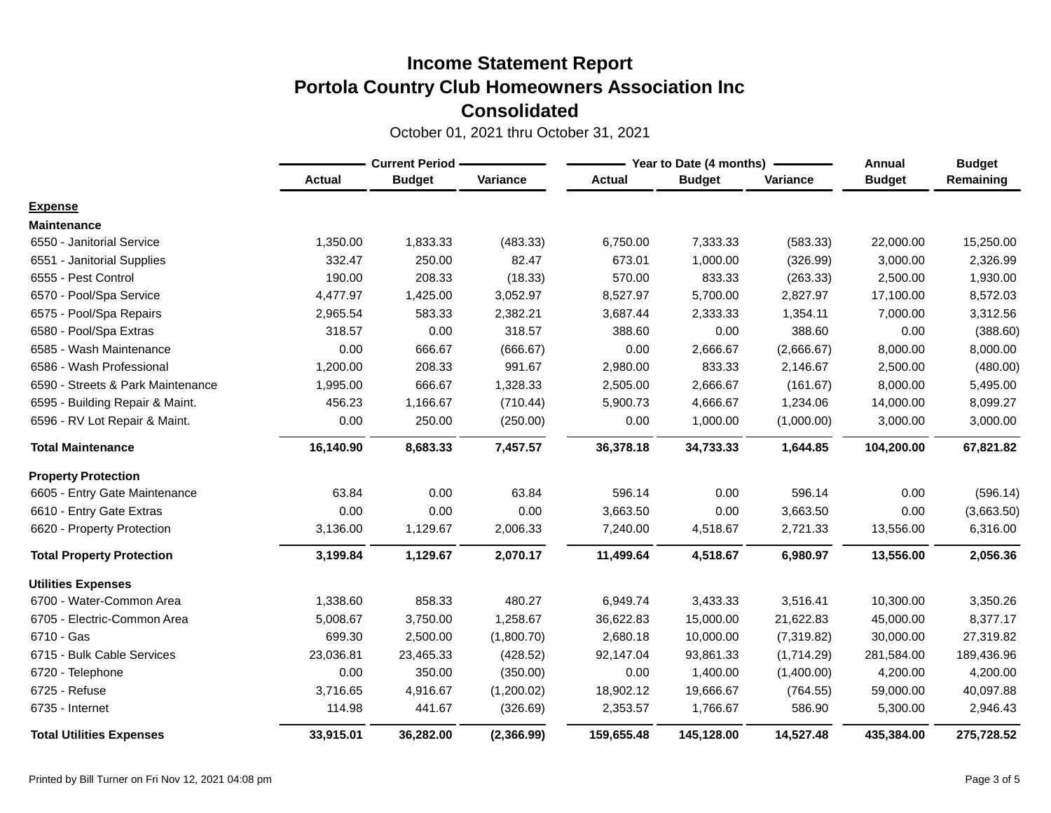# Income Statement Report
## Portola Country Club Homeowners Association Inc
## Consolidated

October 01, 2021 thru October 31, 2021

| | Current Period | | | Year to Date (4 months) | | | Annual | Budget |
|---|---|---|---|---|---|---|---|---|
| | Actual | Budget | Variance | Actual | Budget | Variance | Budget | Remaining |
| **Expense** | | | | | | | | |
| **Maintenance** | | | | | | | | |
| 6550 - Janitorial Service | 1,350.00 | 1,833.33 | (483.33) | 6,750.00 | 7,333.33 | (583.33) | 22,000.00 | 15,250.00 |
| 6551 - Janitorial Supplies | 332.47 | 250.00 | 82.47 | 673.01 | 1,000.00 | (326.99) | 3,000.00 | 2,326.99 |
| 6555 - Pest Control | 190.00 | 208.33 | (18.33) | 570.00 | 833.33 | (263.33) | 2,500.00 | 1,930.00 |
| 6570 - Pool/Spa Service | 4,477.97 | 1,425.00 | 3,052.97 | 8,527.97 | 5,700.00 | 2,827.97 | 17,100.00 | 8,572.03 |
| 6575 - Pool/Spa Repairs | 2,965.54 | 583.33 | 2,382.21 | 3,687.44 | 2,333.33 | 1,354.11 | 7,000.00 | 3,312.56 |
| 6580 - Pool/Spa Extras | 318.57 | 0.00 | 318.57 | 388.60 | 0.00 | 388.60 | 0.00 | (388.60) |
| 6585 - Wash Maintenance | 0.00 | 666.67 | (666.67) | 0.00 | 2,666.67 | (2,666.67) | 8,000.00 | 8,000.00 |
| 6586 - Wash Professional | 1,200.00 | 208.33 | 991.67 | 2,980.00 | 833.33 | 2,146.67 | 2,500.00 | (480.00) |
| 6590 - Streets & Park Maintenance | 1,995.00 | 666.67 | 1,328.33 | 2,505.00 | 2,666.67 | (161.67) | 8,000.00 | 5,495.00 |
| 6595 - Building Repair & Maint. | 456.23 | 1,166.67 | (710.44) | 5,900.73 | 4,666.67 | 1,234.06 | 14,000.00 | 8,099.27 |
| 6596 - RV Lot Repair & Maint. | 0.00 | 250.00 | (250.00) | 0.00 | 1,000.00 | (1,000.00) | 3,000.00 | 3,000.00 |
| **Total Maintenance** | **16,140.90** | **8,683.33** | **7,457.57** | **36,378.18** | **34,733.33** | **1,644.85** | **104,200.00** | **67,821.82** |
| **Property Protection** | | | | | | | | |
| 6605 - Entry Gate Maintenance | 63.84 | 0.00 | 63.84 | 596.14 | 0.00 | 596.14 | 0.00 | (596.14) |
| 6610 - Entry Gate Extras | 0.00 | 0.00 | 0.00 | 3,663.50 | 0.00 | 3,663.50 | 0.00 | (3,663.50) |
| 6620 - Property Protection | 3,136.00 | 1,129.67 | 2,006.33 | 7,240.00 | 4,518.67 | 2,721.33 | 13,556.00 | 6,316.00 |
| **Total Property Protection** | **3,199.84** | **1,129.67** | **2,070.17** | **11,499.64** | **4,518.67** | **6,980.97** | **13,556.00** | **2,056.36** |
| **Utilities Expenses** | | | | | | | | |
| 6700 - Water-Common Area | 1,338.60 | 858.33 | 480.27 | 6,949.74 | 3,433.33 | 3,516.41 | 10,300.00 | 3,350.26 |
| 6705 - Electric-Common Area | 5,008.67 | 3,750.00 | 1,258.67 | 36,622.83 | 15,000.00 | 21,622.83 | 45,000.00 | 8,377.17 |
| 6710 - Gas | 699.30 | 2,500.00 | (1,800.70) | 2,680.18 | 10,000.00 | (7,319.82) | 30,000.00 | 27,319.82 |
| 6715 - Bulk Cable Services | 23,036.81 | 23,465.33 | (428.52) | 92,147.04 | 93,861.33 | (1,714.29) | 281,584.00 | 189,436.96 |
| 6720 - Telephone | 0.00 | 350.00 | (350.00) | 0.00 | 1,400.00 | (1,400.00) | 4,200.00 | 4,200.00 |
| 6725 - Refuse | 3,716.65 | 4,916.67 | (1,200.02) | 18,902.12 | 19,666.67 | (764.55) | 59,000.00 | 40,097.88 |
| 6735 - Internet | 114.98 | 441.67 | (326.69) | 2,353.57 | 1,766.67 | 586.90 | 5,300.00 | 2,946.43 |
| **Total Utilities Expenses** | **33,915.01** | **36,282.00** | **(2,366.99)** | **159,655.48** | **145,128.00** | **14,527.48** | **435,384.00** | **275,728.52** |

Printed by Bill Turner on Fri Nov 12, 2021 04:08 pm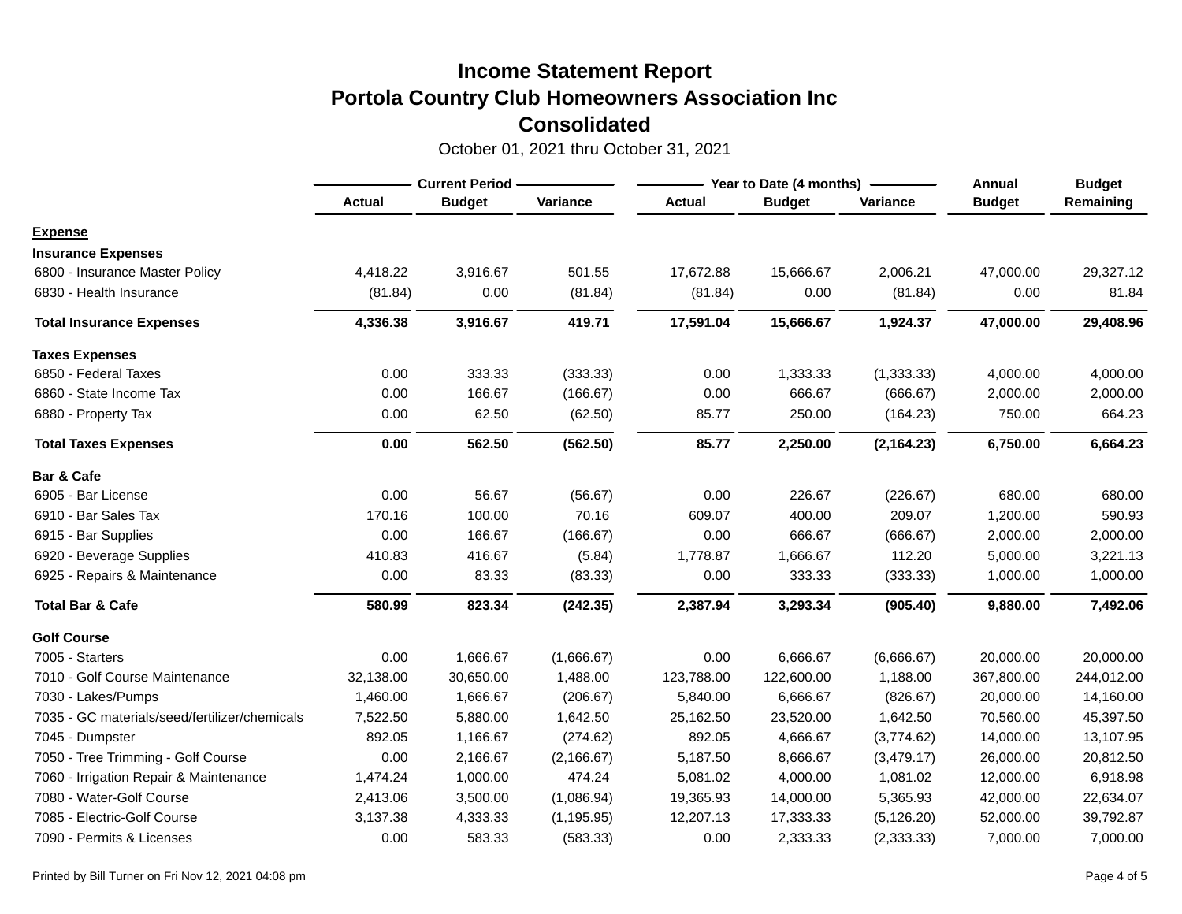# Income Statement Report
## Portola Country Club Homeowners Association Inc
## Consolidated

October 01, 2021 thru October 31, 2021

| | Current Period | | | Year to Date (4 months) | | | Annual | Budget |
|---|---|---|---|---|---|---|---|---|
| | Actual | Budget | Variance | Actual | Budget | Variance | Budget | Remaining |
| **Expense** | | | | | | | | |
| **Insurance Expenses** | | | | | | | | |
| 6800 - Insurance Master Policy | 4,418.22 | 3,916.67 | 501.55 | 17,672.88 | 15,666.67 | 2,006.21 | 47,000.00 | 29,327.12 |
| 6830 - Health Insurance | (81.84) | 0.00 | (81.84) | (81.84) | 0.00 | (81.84) | 0.00 | 81.84 |
| **Total Insurance Expenses** | **4,336.38** | **3,916.67** | **419.71** | **17,591.04** | **15,666.67** | **1,924.37** | **47,000.00** | **29,408.96** |
| **Taxes Expenses** | | | | | | | | |
| 6850 - Federal Taxes | 0.00 | 333.33 | (333.33) | 0.00 | 1,333.33 | (1,333.33) | 4,000.00 | 4,000.00 |
| 6860 - State Income Tax | 0.00 | 166.67 | (166.67) | 0.00 | 666.67 | (666.67) | 2,000.00 | 2,000.00 |
| 6880 - Property Tax | 0.00 | 62.50 | (62.50) | 85.77 | 250.00 | (164.23) | 750.00 | 664.23 |
| **Total Taxes Expenses** | **0.00** | **562.50** | **(562.50)** | **85.77** | **2,250.00** | **(2,164.23)** | **6,750.00** | **6,664.23** |
| **Bar & Cafe** | | | | | | | | |
| 6905 - Bar License | 0.00 | 56.67 | (56.67) | 0.00 | 226.67 | (226.67) | 680.00 | 680.00 |
| 6910 - Bar Sales Tax | 170.16 | 100.00 | 70.16 | 609.07 | 400.00 | 209.07 | 1,200.00 | 590.93 |
| 6915 - Bar Supplies | 0.00 | 166.67 | (166.67) | 0.00 | 666.67 | (666.67) | 2,000.00 | 2,000.00 |
| 6920 - Beverage Supplies | 410.83 | 416.67 | (5.84) | 1,778.87 | 1,666.67 | 112.20 | 5,000.00 | 3,221.13 |
| 6925 - Repairs & Maintenance | 0.00 | 83.33 | (83.33) | 0.00 | 333.33 | (333.33) | 1,000.00 | 1,000.00 |
| **Total Bar & Cafe** | **580.99** | **823.34** | **(242.35)** | **2,387.94** | **3,293.34** | **(905.40)** | **9,880.00** | **7,492.06** |
| **Golf Course** | | | | | | | | |
| 7005 - Starters | 0.00 | 1,666.67 | (1,666.67) | 0.00 | 6,666.67 | (6,666.67) | 20,000.00 | 20,000.00 |
| 7010 - Golf Course Maintenance | 32,138.00 | 30,650.00 | 1,488.00 | 123,788.00 | 122,600.00 | 1,188.00 | 367,800.00 | 244,012.00 |
| 7030 - Lakes/Pumps | 1,460.00 | 1,666.67 | (206.67) | 5,840.00 | 6,666.67 | (826.67) | 20,000.00 | 14,160.00 |
| 7035 - GC materials/seed/fertilizer/chemicals | 7,522.50 | 5,880.00 | 1,642.50 | 25,162.50 | 23,520.00 | 1,642.50 | 70,560.00 | 45,397.50 |
| 7045 - Dumpster | 892.05 | 1,166.67 | (274.62) | 892.05 | 4,666.67 | (3,774.62) | 14,000.00 | 13,107.95 |
| 7050 - Tree Trimming - Golf Course | 0.00 | 2,166.67 | (2,166.67) | 5,187.50 | 8,666.67 | (3,479.17) | 26,000.00 | 20,812.50 |
| 7060 - Irrigation Repair & Maintenance | 1,474.24 | 1,000.00 | 474.24 | 5,081.02 | 4,000.00 | 1,081.02 | 12,000.00 | 6,918.98 |
| 7080 - Water-Golf Course | 2,413.06 | 3,500.00 | (1,086.94) | 19,365.93 | 14,000.00 | 5,365.93 | 42,000.00 | 22,634.07 |
| 7085 - Electric-Golf Course | 3,137.38 | 4,333.33 | (1,195.95) | 12,207.13 | 17,333.33 | (5,126.20) | 52,000.00 | 39,792.87 |
| 7090 - Permits & Licenses | 0.00 | 583.33 | (583.33) | 0.00 | 2,333.33 | (2,333.33) | 7,000.00 | 7,000.00 |

Printed by Bill Turner on Fri Nov 12, 2021 04:08 pm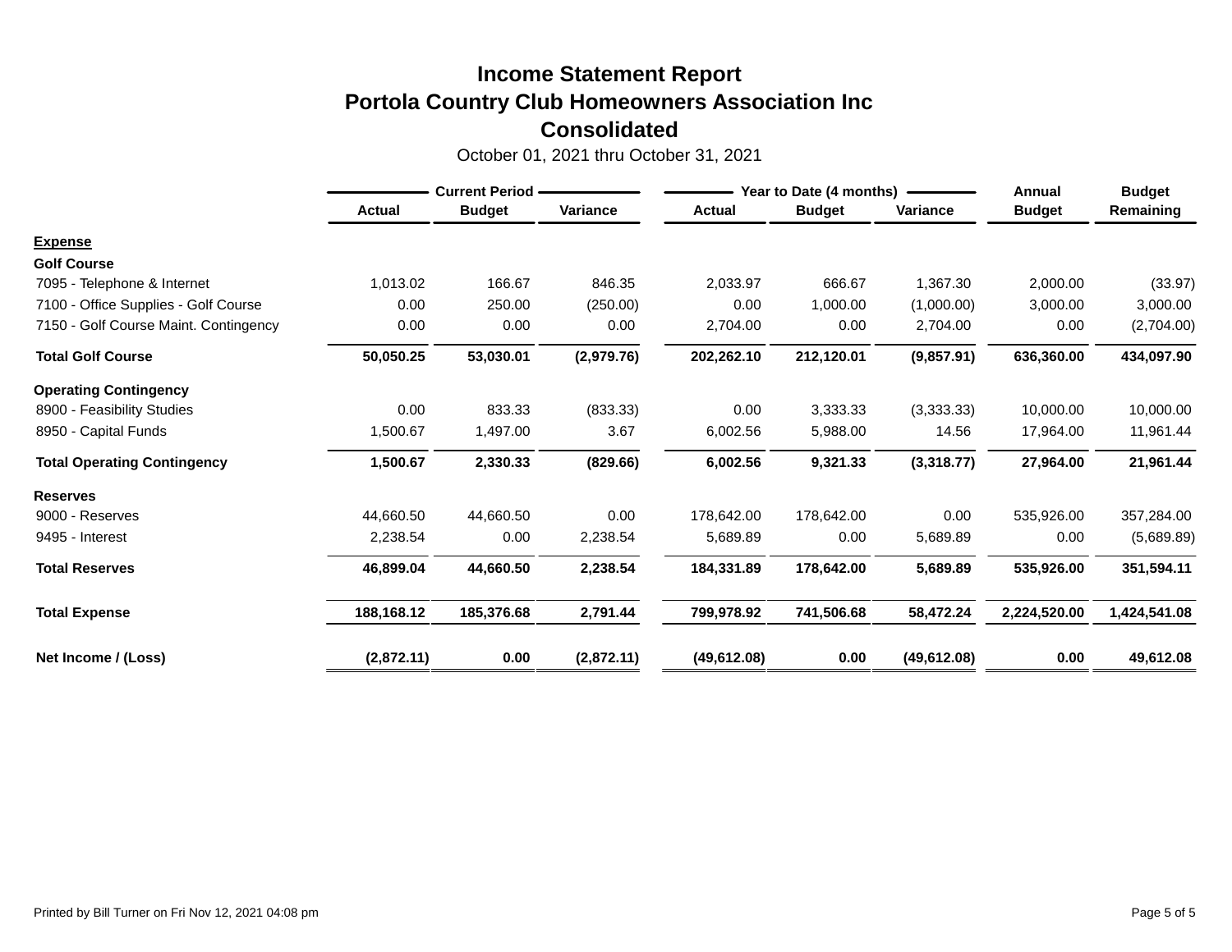# Income Statement Report
## Portola Country Club Homeowners Association Inc
## Consolidated

October 01, 2021 thru October 31, 2021

| | Current Period | | | Year to Date (4 months) | | | Annual | Budget |
|---|---|---|---|---|---|---|---|---|
| | Actual | Budget | Variance | Actual | Budget | Variance | Budget | Remaining |
| **Expense** | | | | | | | | |
| **Golf Course** | | | | | | | | |
| 7095 - Telephone & Internet | 1,013.02 | 166.67 | 846.35 | 2,033.97 | 666.67 | 1,367.30 | 2,000.00 | (33.97) |
| 7100 - Office Supplies - Golf Course | 0.00 | 250.00 | (250.00) | 0.00 | 1,000.00 | (1,000.00) | 3,000.00 | 3,000.00 |
| 7150 - Golf Course Maint. Contingency | 0.00 | 0.00 | 0.00 | 2,704.00 | 0.00 | 2,704.00 | 0.00 | (2,704.00) |
| **Total Golf Course** | **50,050.25** | **53,030.01** | **(2,979.76)** | **202,262.10** | **212,120.01** | **(9,857.91)** | **636,360.00** | **434,097.90** |
| **Operating Contingency** | | | | | | | | |
| 8900 - Feasibility Studies | 0.00 | 833.33 | (833.33) | 0.00 | 3,333.33 | (3,333.33) | 10,000.00 | 10,000.00 |
| 8950 - Capital Funds | 1,500.67 | 1,497.00 | 3.67 | 6,002.56 | 5,988.00 | 14.56 | 17,964.00 | 11,961.44 |
| **Total Operating Contingency** | **1,500.67** | **2,330.33** | **(829.66)** | **6,002.56** | **9,321.33** | **(3,318.77)** | **27,964.00** | **21,961.44** |
| **Reserves** | | | | | | | | |
| 9000 - Reserves | 44,660.50 | 44,660.50 | 0.00 | 178,642.00 | 178,642.00 | 0.00 | 535,926.00 | 357,284.00 |
| 9495 - Interest | 2,238.54 | 0.00 | 2,238.54 | 5,689.89 | 0.00 | 5,689.89 | 0.00 | (5,689.89) |
| **Total Reserves** | **46,899.04** | **44,660.50** | **2,238.54** | **184,331.89** | **178,642.00** | **5,689.89** | **535,926.00** | **351,594.11** |
| **Total Expense** | **188,168.12** | **185,376.68** | **2,791.44** | **799,978.92** | **741,506.68** | **58,472.24** | **2,224,520.00** | **1,424,541.08** |
| **Net Income / (Loss)** | **(2,872.11)** | **0.00** | **(2,872.11)** | **(49,612.08)** | **0.00** | **(49,612.08)** | **0.00** | **49,612.08** |

Printed by Bill Turner on Fri Nov 12, 2021 04:08 pm